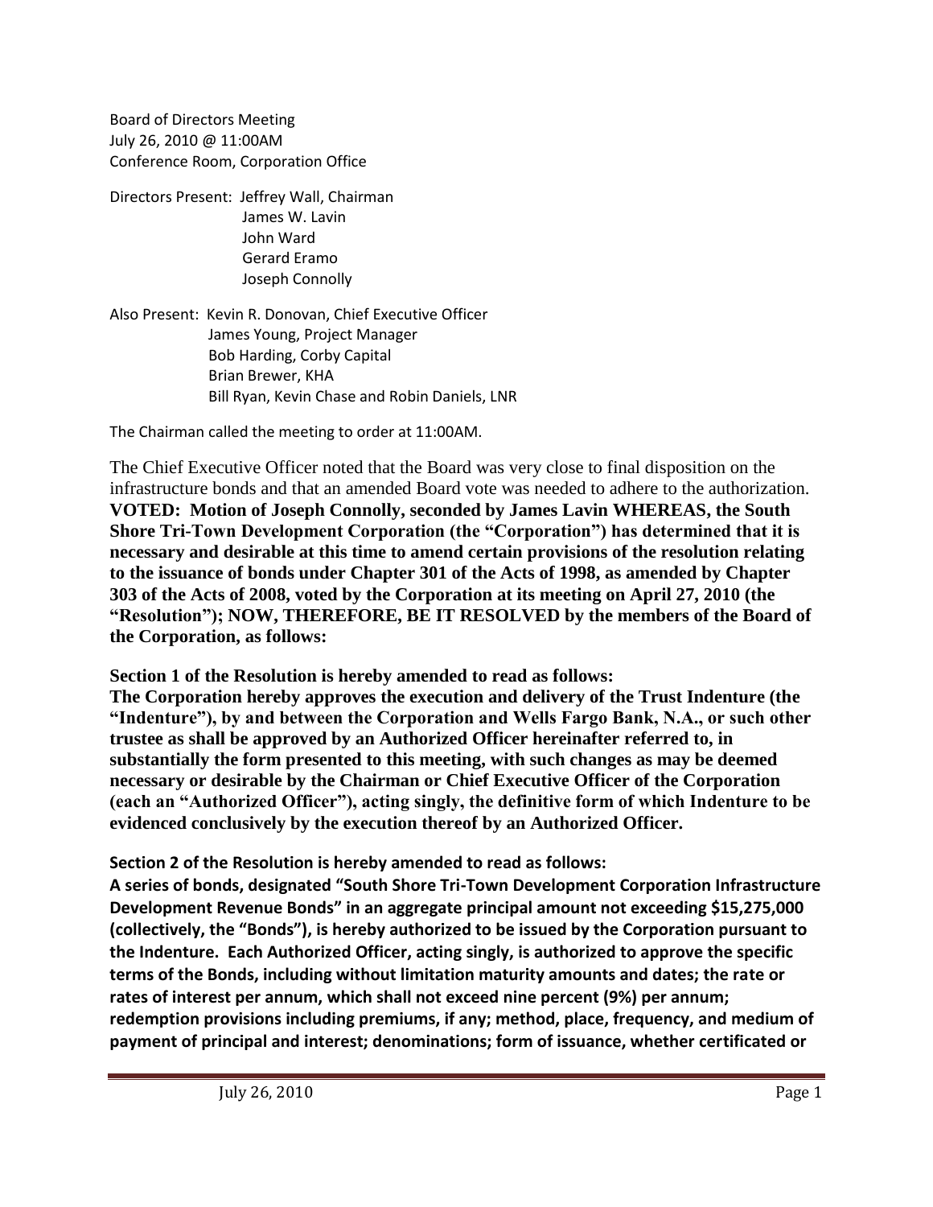Board of Directors Meeting
July 26, 2010 @ 11:00AM
Conference Room, Corporation Office

Directors Present: Jeffrey Wall, Chairman
James W. Lavin
John Ward
Gerard Eramo
Joseph Connolly

Also Present: Kevin R. Donovan, Chief Executive Officer
James Young, Project Manager
Bob Harding, Corby Capital
Brian Brewer, KHA
Bill Ryan, Kevin Chase and Robin Daniels, LNR

The Chairman called the meeting to order at 11:00AM.

The Chief Executive Officer noted that the Board was very close to final disposition on the infrastructure bonds and that an amended Board vote was needed to adhere to the authorization.
**VOTED: Motion of Joseph Connolly, seconded by James Lavin WHEREAS, the South Shore Tri-Town Development Corporation (the "Corporation") has determined that it is necessary and desirable at this time to amend certain provisions of the resolution relating to the issuance of bonds under Chapter 301 of the Acts of 1998, as amended by Chapter 303 of the Acts of 2008, voted by the Corporation at its meeting on April 27, 2010 (the "Resolution"); NOW, THEREFORE, BE IT RESOLVED by the members of the Board of the Corporation, as follows:**

**Section 1 of the Resolution is hereby amended to read as follows:**
**The Corporation hereby approves the execution and delivery of the Trust Indenture (the "Indenture"), by and between the Corporation and Wells Fargo Bank, N.A., or such other trustee as shall be approved by an Authorized Officer hereinafter referred to, in substantially the form presented to this meeting, with such changes as may be deemed necessary or desirable by the Chairman or Chief Executive Officer of the Corporation (each an "Authorized Officer"), acting singly, the definitive form of which Indenture to be evidenced conclusively by the execution thereof by an Authorized Officer.**

**Section 2 of the Resolution is hereby amended to read as follows:**
**A series of bonds, designated "South Shore Tri-Town Development Corporation Infrastructure Development Revenue Bonds" in an aggregate principal amount not exceeding $15,275,000 (collectively, the "Bonds"), is hereby authorized to be issued by the Corporation pursuant to the Indenture. Each Authorized Officer, acting singly, is authorized to approve the specific terms of the Bonds, including without limitation maturity amounts and dates; the rate or rates of interest per annum, which shall not exceed nine percent (9%) per annum; redemption provisions including premiums, if any; method, place, frequency, and medium of payment of principal and interest; denominations; form of issuance, whether certificated or**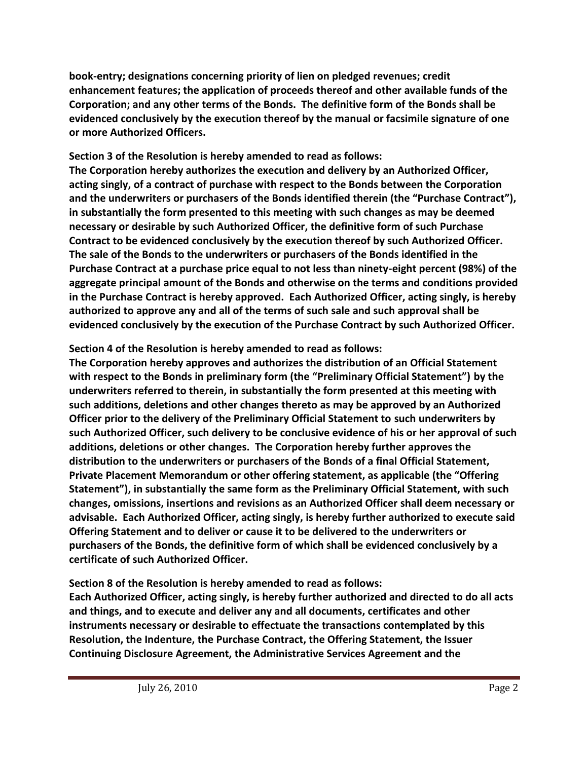**book-entry; designations concerning priority of lien on pledged revenues; credit enhancement features; the application of proceeds thereof and other available funds of the Corporation; and any other terms of the Bonds. The definitive form of the Bonds shall be evidenced conclusively by the execution thereof by the manual or facsimile signature of one or more Authorized Officers.**

**Section 3 of the Resolution is hereby amended to read as follows:**
**The Corporation hereby authorizes the execution and delivery by an Authorized Officer, acting singly, of a contract of purchase with respect to the Bonds between the Corporation and the underwriters or purchasers of the Bonds identified therein (the "Purchase Contract"), in substantially the form presented to this meeting with such changes as may be deemed necessary or desirable by such Authorized Officer, the definitive form of such Purchase Contract to be evidenced conclusively by the execution thereof by such Authorized Officer. The sale of the Bonds to the underwriters or purchasers of the Bonds identified in the Purchase Contract at a purchase price equal to not less than ninety-eight percent (98%) of the aggregate principal amount of the Bonds and otherwise on the terms and conditions provided in the Purchase Contract is hereby approved. Each Authorized Officer, acting singly, is hereby authorized to approve any and all of the terms of such sale and such approval shall be evidenced conclusively by the execution of the Purchase Contract by such Authorized Officer.**

**Section 4 of the Resolution is hereby amended to read as follows:**
**The Corporation hereby approves and authorizes the distribution of an Official Statement with respect to the Bonds in preliminary form (the "Preliminary Official Statement") by the underwriters referred to therein, in substantially the form presented at this meeting with such additions, deletions and other changes thereto as may be approved by an Authorized Officer prior to the delivery of the Preliminary Official Statement to such underwriters by such Authorized Officer, such delivery to be conclusive evidence of his or her approval of such additions, deletions or other changes. The Corporation hereby further approves the distribution to the underwriters or purchasers of the Bonds of a final Official Statement, Private Placement Memorandum or other offering statement, as applicable (the "Offering Statement"), in substantially the same form as the Preliminary Official Statement, with such changes, omissions, insertions and revisions as an Authorized Officer shall deem necessary or advisable. Each Authorized Officer, acting singly, is hereby further authorized to execute said Offering Statement and to deliver or cause it to be delivered to the underwriters or purchasers of the Bonds, the definitive form of which shall be evidenced conclusively by a certificate of such Authorized Officer.**

**Section 8 of the Resolution is hereby amended to read as follows:**
**Each Authorized Officer, acting singly, is hereby further authorized and directed to do all acts and things, and to execute and deliver any and all documents, certificates and other instruments necessary or desirable to effectuate the transactions contemplated by this Resolution, the Indenture, the Purchase Contract, the Offering Statement, the Issuer Continuing Disclosure Agreement, the Administrative Services Agreement and the**

July 26, 2010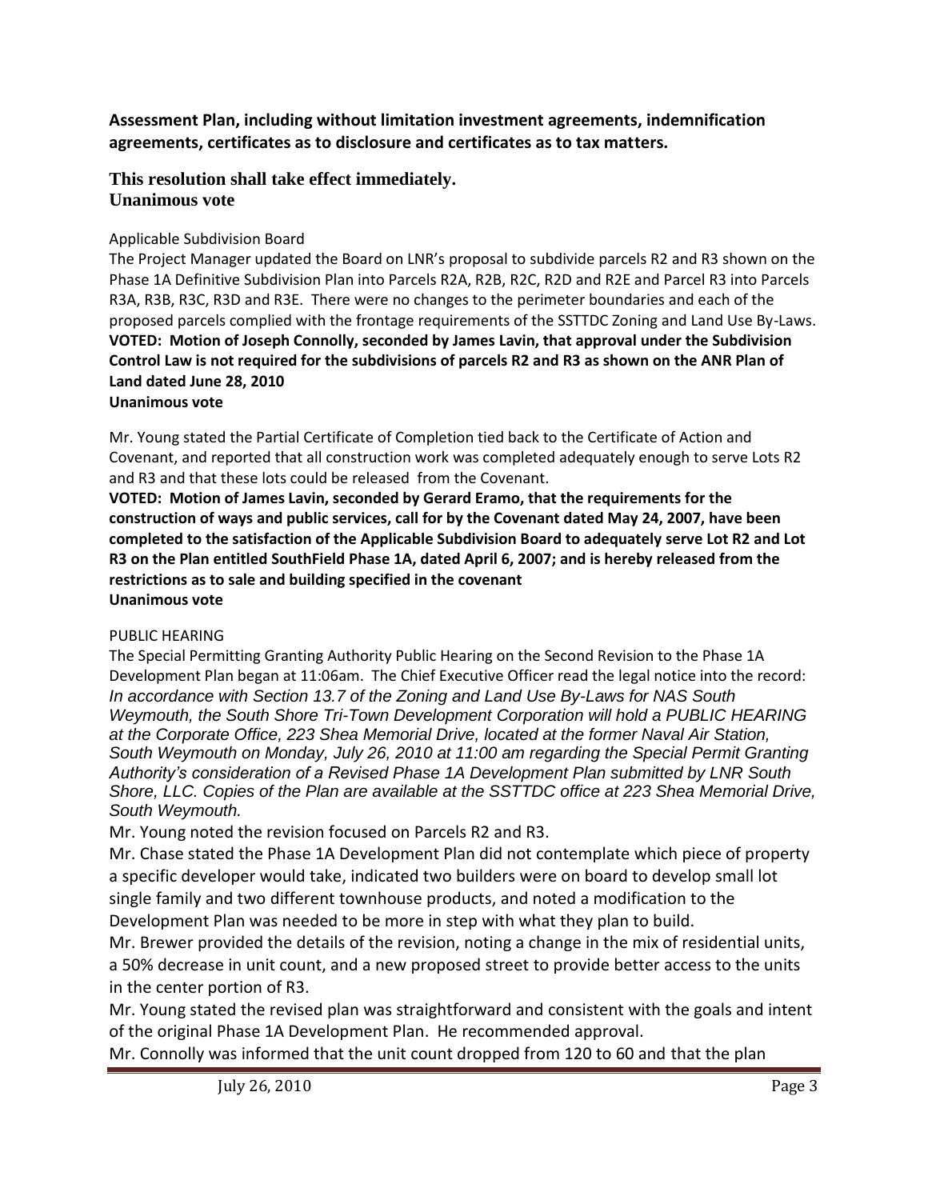**Assessment Plan, including without limitation investment agreements, indemnification agreements, certificates as to disclosure and certificates as to tax matters.**

**This resolution shall take effect immediately.**
**Unanimous vote**

Applicable Subdivision Board

The Project Manager updated the Board on LNR's proposal to subdivide parcels R2 and R3 shown on the Phase 1A Definitive Subdivision Plan into Parcels R2A, R2B, R2C, R2D and R2E and Parcel R3 into Parcels R3A, R3B, R3C, R3D and R3E. There were no changes to the perimeter boundaries and each of the proposed parcels complied with the frontage requirements of the SSTTDC Zoning and Land Use By-Laws.

**VOTED: Motion of Joseph Connolly, seconded by James Lavin, that approval under the Subdivision Control Law is not required for the subdivisions of parcels R2 and R3 as shown on the ANR Plan of Land dated June 28, 2010**
**Unanimous vote**

Mr. Young stated the Partial Certificate of Completion tied back to the Certificate of Action and Covenant, and reported that all construction work was completed adequately enough to serve Lots R2 and R3 and that these lots could be released from the Covenant.

**VOTED: Motion of James Lavin, seconded by Gerard Eramo, that the requirements for the construction of ways and public services, call for by the Covenant dated May 24, 2007, have been completed to the satisfaction of the Applicable Subdivision Board to adequately serve Lot R2 and Lot R3 on the Plan entitled SouthField Phase 1A, dated April 6, 2007; and is hereby released from the restrictions as to sale and building specified in the covenant**
**Unanimous vote**

PUBLIC HEARING

The Special Permitting Granting Authority Public Hearing on the Second Revision to the Phase 1A Development Plan began at 11:06am. The Chief Executive Officer read the legal notice into the record:
*In accordance with Section 13.7 of the Zoning and Land Use By-Laws for NAS South Weymouth, the South Shore Tri-Town Development Corporation will hold a PUBLIC HEARING at the Corporate Office, 223 Shea Memorial Drive, located at the former Naval Air Station, South Weymouth on Monday, July 26, 2010 at 11:00 am regarding the Special Permit Granting Authority's consideration of a Revised Phase 1A Development Plan submitted by LNR South Shore, LLC. Copies of the Plan are available at the SSTTDC office at 223 Shea Memorial Drive, South Weymouth.*

Mr. Young noted the revision focused on Parcels R2 and R3.

Mr. Chase stated the Phase 1A Development Plan did not contemplate which piece of property a specific developer would take, indicated two builders were on board to develop small lot single family and two different townhouse products, and noted a modification to the Development Plan was needed to be more in step with what they plan to build.

Mr. Brewer provided the details of the revision, noting a change in the mix of residential units, a 50% decrease in unit count, and a new proposed street to provide better access to the units in the center portion of R3.

Mr. Young stated the revised plan was straightforward and consistent with the goals and intent of the original Phase 1A Development Plan. He recommended approval.

Mr. Connolly was informed that the unit count dropped from 120 to 60 and that the plan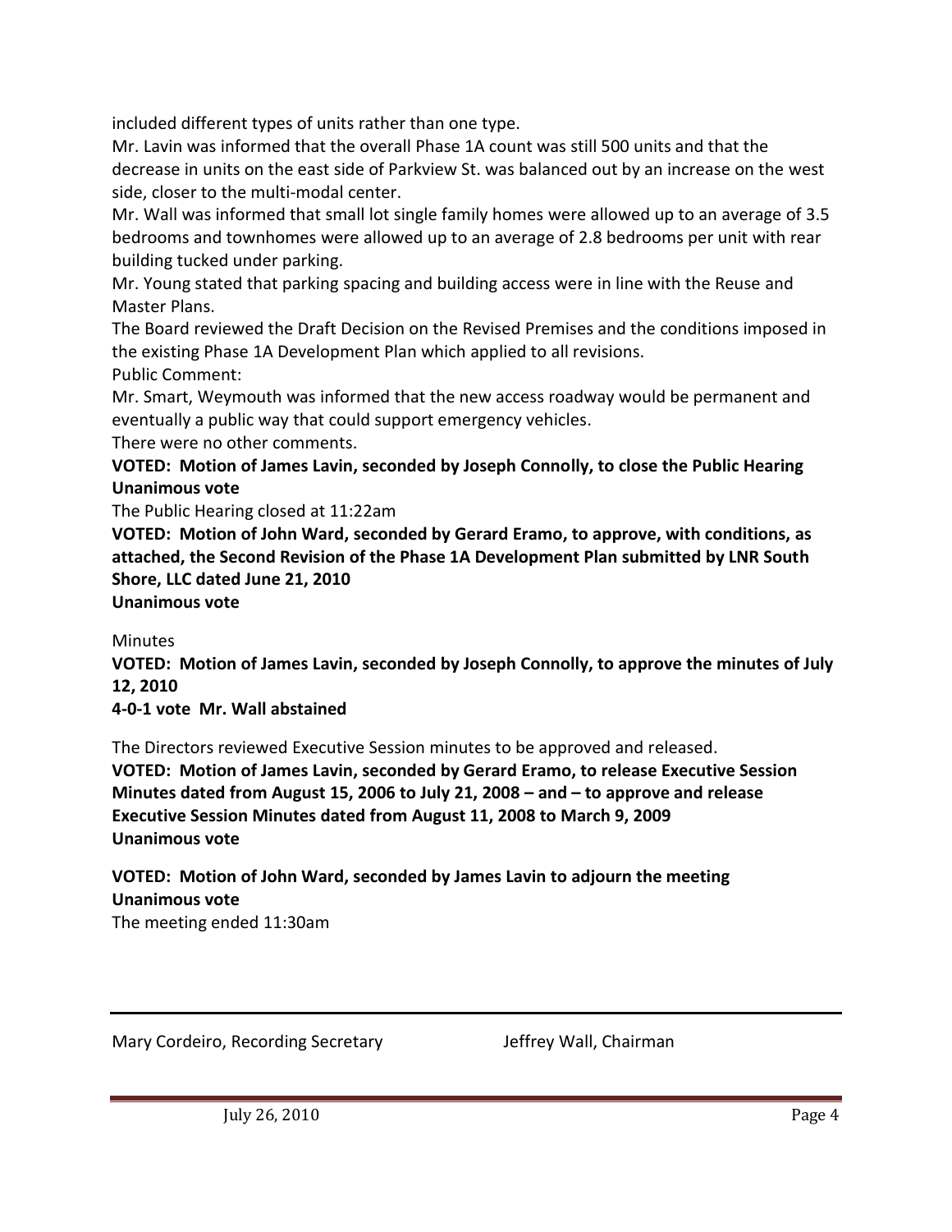included different types of units rather than one type.

Mr. Lavin was informed that the overall Phase 1A count was still 500 units and that the decrease in units on the east side of Parkview St. was balanced out by an increase on the west side, closer to the multi-modal center.

Mr. Wall was informed that small lot single family homes were allowed up to an average of 3.5 bedrooms and townhomes were allowed up to an average of 2.8 bedrooms per unit with rear building tucked under parking.

Mr. Young stated that parking spacing and building access were in line with the Reuse and Master Plans.

The Board reviewed the Draft Decision on the Revised Premises and the conditions imposed in the existing Phase 1A Development Plan which applied to all revisions.

Public Comment:

Mr. Smart, Weymouth was informed that the new access roadway would be permanent and eventually a public way that could support emergency vehicles.

There were no other comments.

**VOTED: Motion of James Lavin, seconded by Joseph Connolly, to close the Public Hearing**
**Unanimous vote**

The Public Hearing closed at 11:22am

**VOTED: Motion of John Ward, seconded by Gerard Eramo, to approve, with conditions, as attached, the Second Revision of the Phase 1A Development Plan submitted by LNR South Shore, LLC dated June 21, 2010**
**Unanimous vote**

Minutes

**VOTED: Motion of James Lavin, seconded by Joseph Connolly, to approve the minutes of July 12, 2010**
**4-0-1 vote Mr. Wall abstained**

The Directors reviewed Executive Session minutes to be approved and released.

**VOTED: Motion of James Lavin, seconded by Gerard Eramo, to release Executive Session Minutes dated from August 15, 2006 to July 21, 2008 – and – to approve and release Executive Session Minutes dated from August 11, 2008 to March 9, 2009**
**Unanimous vote**

**VOTED: Motion of John Ward, seconded by James Lavin to adjourn the meeting**
**Unanimous vote**

The meeting ended 11:30am

Mary Cordeiro, Recording Secretary    Jeffrey Wall, Chairman

July 26, 2010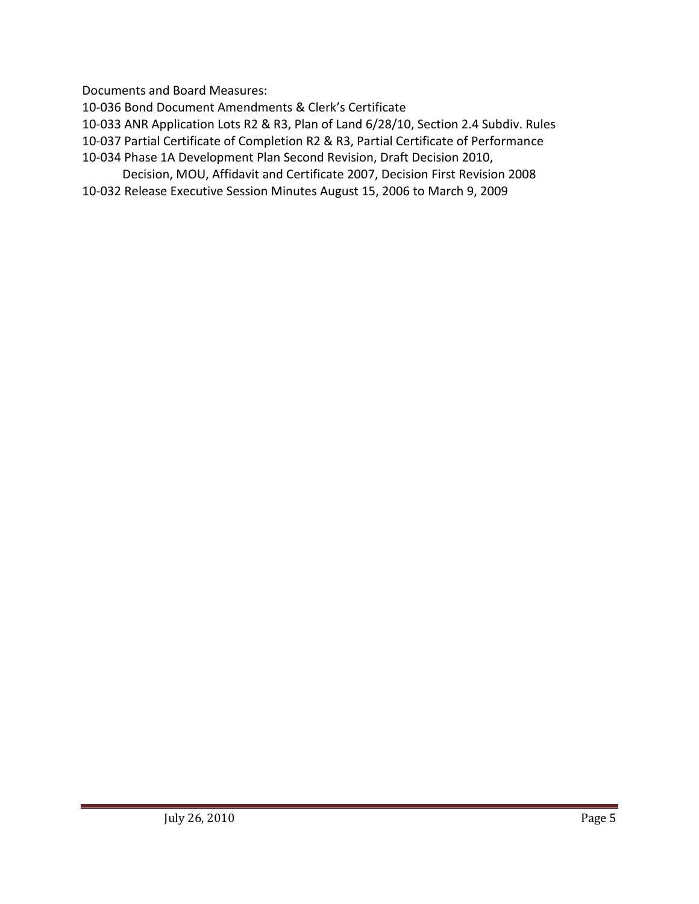Documents and Board Measures:

10-036 Bond Document Amendments & Clerk's Certificate
10-033 ANR Application Lots R2 & R3, Plan of Land 6/28/10, Section 2.4 Subdiv. Rules
10-037 Partial Certificate of Completion R2 & R3, Partial Certificate of Performance
10-034 Phase 1A Development Plan Second Revision, Draft Decision 2010,
    Decision, MOU, Affidavit and Certificate 2007, Decision First Revision 2008
10-032 Release Executive Session Minutes August 15, 2006 to March 9, 2009